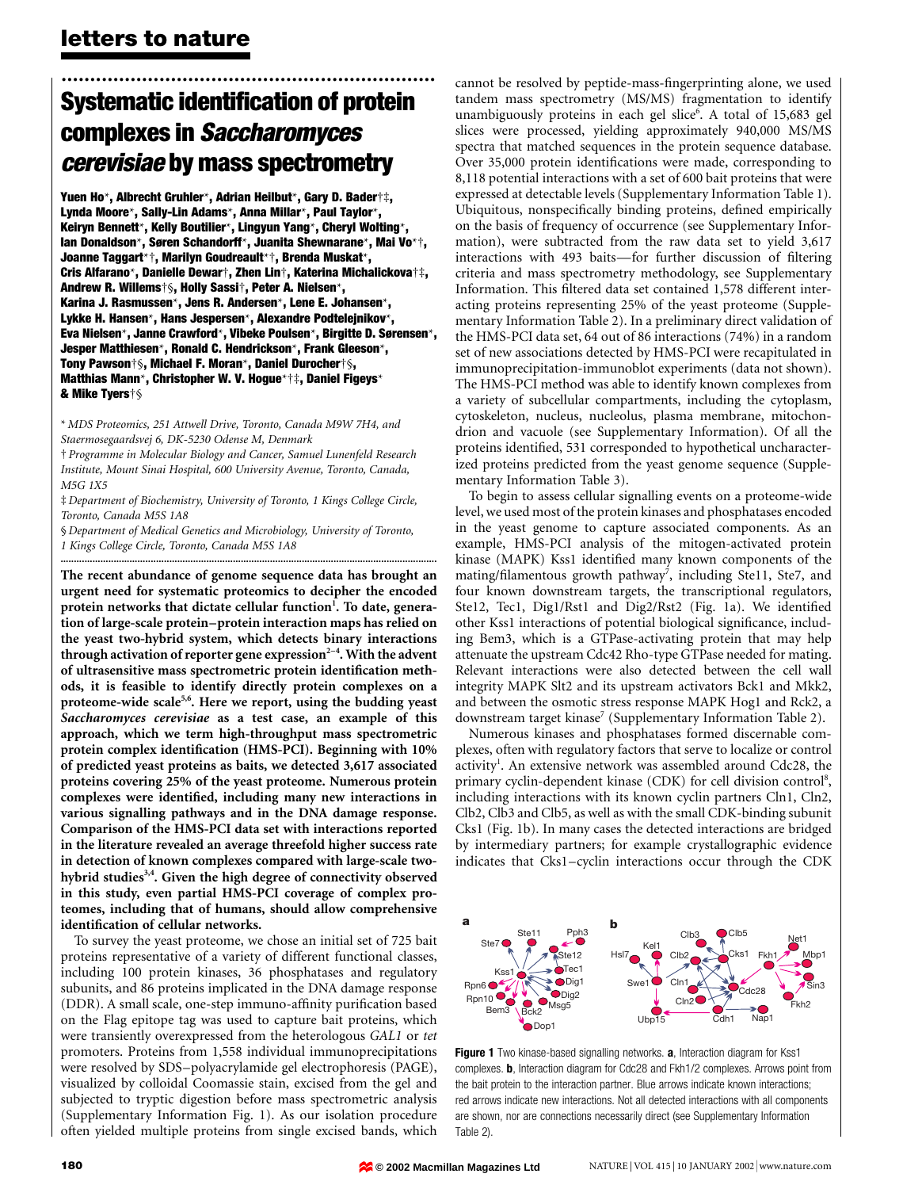# Systematic identification of protein complexes in *Saccharomyces cerevisiae* by mass spectrometry

**Yuen Ho*, Albrecht Gruhler*, Adrian Heilbut*, Gary D. Bader†‡, Lynda Moore*, Sally-Lin Adams*, Anna Millar*, Paul Taylor*, Keiryn Bennett*, Kelly Boutilier*, Lingyun Yang*, Cheryl Wolting*, Ian Donaldson*, Søren Schandorff*, Juanita Shewnarane*, Mai Vo*†, Joanne Taggart*†, Marilyn Goudreault*†, Brenda Muskat*, Cris Alfarano*, Danielle Dewar†, Zhen Lin†, Katerina Michalickova†‡, Andrew R. Willems†§, Holly Sassi†, Peter A. Nielsen*, Karina J. Rasmussen*, Jens R. Andersen*, Lene E. Johansen*, Lykke H. Hansen*, Hans Jespersen*, Alexandre Podtelejnikov*, Eva Nielsen*, Janne Crawford*, Vibeke Poulsen*, Birgitte D. Sørensen*, Jesper Matthiesen*, Ronald C. Hendrickson*, Frank Gleeson*, Tony Pawson†§, Michael F. Moran*, Daniel Durocher†§, Matthias Mann*, Christopher W. V. Hogue*†‡, Daniel Figeys* & Mike Tyers†§**

*\* MDS Proteomics, 251 Attwell Drive, Toronto, Canada M9W 7H4, and Staermosegaardsvej 6, DK-5230 Odense M, Denmark*

*† Programme in Molecular Biology and Cancer, Samuel Lunenfeld Research Institute, Mount Sinai Hospital, 600 University Avenue, Toronto, Canada, M5G 1X5*

*‡ Department of Biochemistry, University of Toronto, 1 Kings College Circle, Toronto, Canada M5S 1A8*

*§ Department of Medical Genetics and Microbiology, University of Toronto, 1 Kings College Circle, Toronto, Canada M5S 1A8*

**The recent abundance of genome sequence data has brought an urgent need for systematic proteomics to decipher the encoded protein networks that dictate cellular function[1]. To date, generation of large-scale protein–protein interaction maps has relied on the yeast two-hybrid system, which detects binary interactions through activation of reporter gene expression[2–4]. With the advent of ultrasensitive mass spectrometric protein identification methods, it is feasible to identify directly protein complexes on a proteome-wide scale[5,6]. Here we report, using the budding yeast *Saccharomyces cerevisiae* as a test case, an example of this approach, which we term high-throughput mass spectrometric protein complex identification (HMS-PCI). Beginning with 10% of predicted yeast proteins as baits, we detected 3,617 associated proteins covering 25% of the yeast proteome. Numerous protein complexes were identified, including many new interactions in various signalling pathways and in the DNA damage response. Comparison of the HMS-PCI data set with interactions reported in the literature revealed an average threefold higher success rate in detection of known complexes compared with large-scale two-hybrid studies[3,4]. Given the high degree of connectivity observed in this study, even partial HMS-PCI coverage of complex proteomes, including that of humans, should allow comprehensive identification of cellular networks.**

To survey the yeast proteome, we chose an initial set of 725 bait proteins representative of a variety of different functional classes, including 100 protein kinases, 36 phosphatases and regulatory subunits, and 86 proteins implicated in the DNA damage response (DDR). A small scale, one-step immuno-affinity purification based on the Flag epitope tag was used to capture bait proteins, which were transiently overexpressed from the heterologous *GAL1* or *tet* promoters. Proteins from 1,558 individual immunoprecipitations were resolved by SDS–polyacrylamide gel electrophoresis (PAGE), visualized by colloidal Coomassie stain, excised from the gel and subjected to tryptic digestion before mass spectrometric analysis (Supplementary Information Fig. 1). As our isolation procedure often yielded multiple proteins from single excised bands, which cannot be resolved by peptide-mass-fingerprinting alone, we used tandem mass spectrometry (MS/MS) fragmentation to identify unambiguously proteins in each gel slice[6]. A total of 15,683 gel slices were processed, yielding approximately 940,000 MS/MS spectra that matched sequences in the protein sequence database. Over 35,000 protein identifications were made, corresponding to 8,118 potential interactions with a set of 600 bait proteins that were expressed at detectable levels (Supplementary Information Table 1). Ubiquitous, nonspecifically binding proteins, defined empirically on the basis of frequency of occurrence (see Supplementary Information), were subtracted from the raw data set to yield 3,617 interactions with 493 baits—for further discussion of filtering criteria and mass spectrometry methodology, see Supplementary Information. This filtered data set contained 1,578 different interacting proteins representing 25% of the yeast proteome (Supplementary Information Table 2). In a preliminary direct validation of the HMS-PCI data set, 64 out of 86 interactions (74%) in a random set of new associations detected by HMS-PCI were recapitulated in immunoprecipitation-immunoblot experiments (data not shown). The HMS-PCI method was able to identify known complexes from a variety of subcellular compartments, including the cytoplasm, cytoskeleton, nucleus, nucleolus, plasma membrane, mitochondrion and vacuole (see Supplementary Information). Of all the proteins identified, 531 corresponded to hypothetical uncharacterized proteins predicted from the yeast genome sequence (Supplementary Information Table 3).

To begin to assess cellular signalling events on a proteome-wide level, we used most of the protein kinases and phosphatases encoded in the yeast genome to capture associated components. As an example, HMS-PCI analysis of the mitogen-activated protein kinase (MAPK) Kss1 identified many known components of the mating/filamentous growth pathway[7], including Ste11, Ste7, and four known downstream targets, the transcriptional regulators, Ste12, Tec1, Dig1/Rst1 and Dig2/Rst2 (Fig. 1a). We identified other Kss1 interactions of potential biological significance, including Bem3, which is a GTPase-activating protein that may help attenuate the upstream Cdc42 Rho-type GTPase needed for mating. Relevant interactions were also detected between the cell wall integrity MAPK Slt2 and its upstream activators Bck1 and Mkk2, and between the osmotic stress response MAPK Hog1 and Rck2, a downstream target kinase[7] (Supplementary Information Table 2).

Numerous kinases and phosphatases formed discernable complexes, often with regulatory factors that serve to localize or control activity[1]. An extensive network was assembled around Cdc28, the primary cyclin-dependent kinase (CDK) for cell division control[8], including interactions with its known cyclin partners Cln1, Cln2, Clb2, Clb3 and Clb5, as well as with the small CDK-binding subunit Cks1 (Fig. 1b). In many cases the detected interactions are bridged by intermediary partners; for example crystallographic evidence indicates that Cks1–cyclin interactions occur through the CDK

**Figure 1** Two kinase-based signalling networks. **a**, Interaction diagram for Kss1 complexes. **b**, Interaction diagram for Cdc28 and Fkh1/2 complexes. Arrows point from the bait protein to the interaction partner. Blue arrows indicate known interactions; red arrows indicate new interactions. Not all detected interactions with all components are shown, nor are connections necessarily direct (see Supplementary Information Table 2).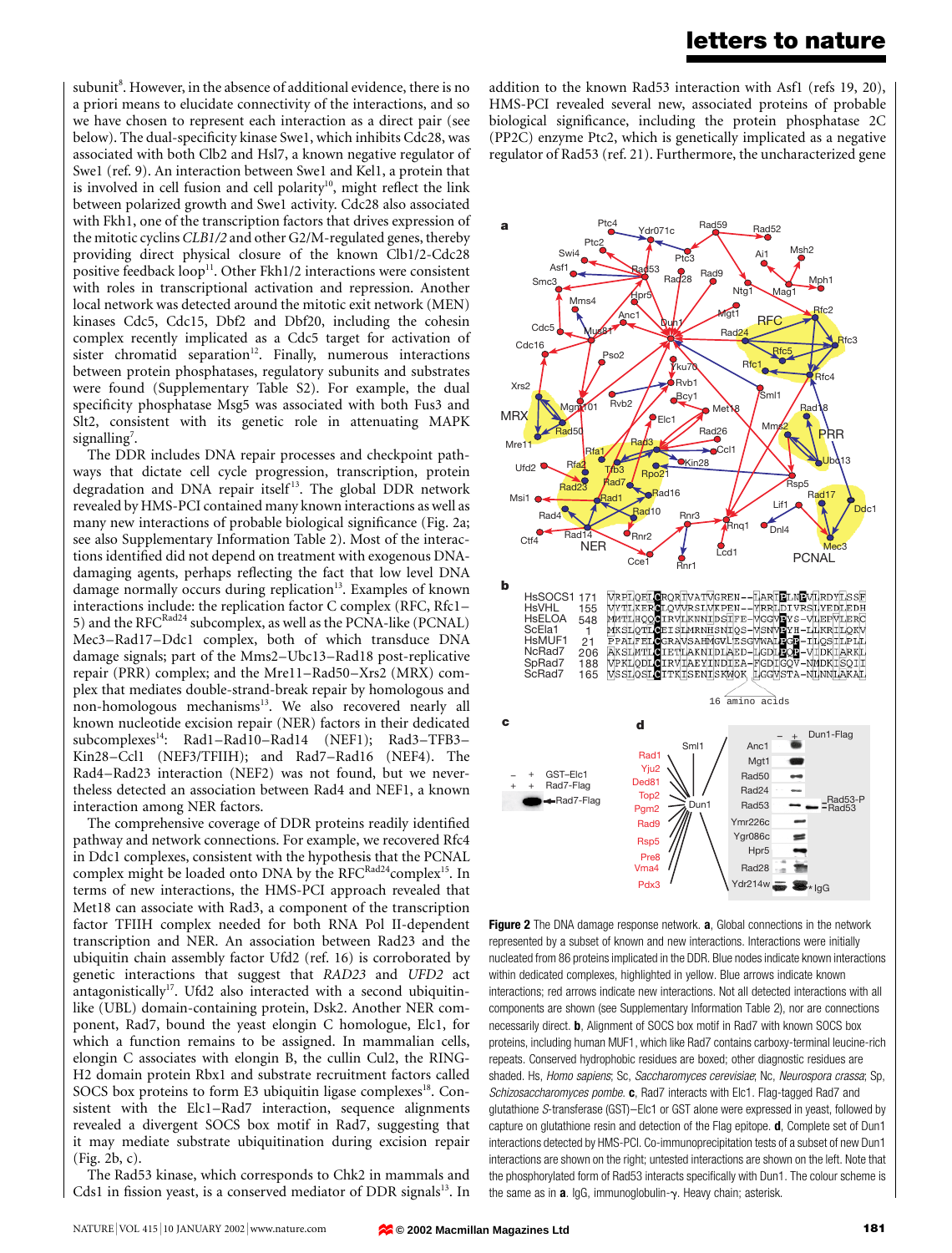subunit[8]. However, in the absence of additional evidence, there is no a priori means to elucidate connectivity of the interactions, and so we have chosen to represent each interaction as a direct pair (see below). The dual-specificity kinase Swe1, which inhibits Cdc28, was associated with both Clb2 and Hsl7, a known negative regulator of Swe1 (ref. 9). An interaction between Swe1 and Kel1, a protein that is involved in cell fusion and cell polarity[10], might reflect the link between polarized growth and Swe1 activity. Cdc28 also associated with Fkh1, one of the transcription factors that drives expression of the mitotic cyclins *CLB1/2* and other G2/M-regulated genes, thereby providing direct physical closure of the known Clb1/2-Cdc28 positive feedback loop[11]. Other Fkh1/2 interactions were consistent with roles in transcriptional activation and repression. Another local network was detected around the mitotic exit network (MEN) kinases Cdc5, Cdc15, Dbf2 and Dbf20, including the cohesin complex recently implicated as a Cdc5 target for activation of sister chromatid separation[12]. Finally, numerous interactions between protein phosphatases, regulatory subunits and substrates were found (Supplementary Table S2). For example, the dual specificity phosphatase Msg5 was associated with both Fus3 and Slt2, consistent with its genetic role in attenuating MAPK signalling[7].

The DDR includes DNA repair processes and checkpoint pathways that dictate cell cycle progression, transcription, protein degradation and DNA repair itself[13]. The global DDR network revealed by HMS-PCI contained many known interactions as well as many new interactions of probable biological significance (Fig. 2a; see also Supplementary Information Table 2). Most of the interactions identified did not depend on treatment with exogenous DNA-damaging agents, perhaps reflecting the fact that low level DNA damage normally occurs during replication[13]. Examples of known interactions include: the replication factor C complex (RFC, Rfc1–5) and the RFC$^{Rad24}$ subcomplex, as well as the PCNA-like (PCNAL) Mec3–Rad17–Ddc1 complex, which transduce DNA damage signals; part of the Mms2–Ubc13–Rad18 post-replicative repair (PRR) complex; and the Mre11–Rad50–Xrs2 (MRX) complex that mediates double-strand-break repair by homologous and non-homologous mechanisms[13]. We also recovered nearly all known nucleotide excision repair (NER) factors in their dedicated subcomplexes[14]: Rad1–Rad10–Rad14 (NEF1); Rad3–TFB3–Kin28–Ccl1 (NEF3/TFIIH); and Rad7–Rad16 (NEF4). The Rad4–Rad23 interaction (NEF2) was not found, but we nevertheless detected an association between Rad4 and NEF1, a known interaction among NER factors.

The comprehensive coverage of DDR proteins readily identified pathway and network connections. For example, we recovered Rfc4 in Ddc1 complexes, consistent with the hypothesis that the PCNAL complex might be loaded onto DNA by the RFC$^{Rad24}$complex[15]. In terms of new interactions, the HMS-PCI approach revealed that Met18 can associate with Rad3, a component of the transcription factor TFIIH complex needed for both RNA Pol II-dependent transcription and NER. An association between Rad23 and the ubiquitin chain assembly factor Ufd2 (ref. 16) is corroborated by genetic interactions that suggest that *RAD23* and *UFD2* act antagonistically[17]. Ufd2 also interacted with a second ubiquitin-like (UBL) domain-containing protein, Dsk2. Another NER component, Rad7, bound the yeast elongin C homologue, Elc1, for which a function remains to be assigned. In mammalian cells, elongin C associates with elongin B, the cullin Cul2, the RING-H2 domain protein Rbx1 and substrate recruitment factors called SOCS box proteins to form E3 ubiquitin ligase complexes[18]. Consistent with the Elc1–Rad7 interaction, sequence alignments revealed a divergent SOCS box motif in Rad7, suggesting that it may mediate substrate ubiquitination during excision repair (Fig. 2b, c).

The Rad53 kinase, which corresponds to Chk2 in mammals and Cds1 in fission yeast, is a conserved mediator of DDR signals[13]. In addition to the known Rad53 interaction with Asf1 (refs 19, 20), HMS-PCI revealed several new, associated proteins of probable biological significance, including the protein phosphatase 2C (PP2C) enzyme Ptc2, which is genetically implicated as a negative regulator of Rad53 (ref. 21). Furthermore, the uncharacterized gene

**Figure 2** The DNA damage response network. **a**, Global connections in the network represented by a subset of known and new interactions. Interactions were initially nucleated from 86 proteins implicated in the DDR. Blue nodes indicate known interactions within dedicated complexes, highlighted in yellow. Blue arrows indicate known interactions; red arrows indicate new interactions. Not all detected interactions with all components are shown (see Supplementary Information Table 2), nor are connections necessarily direct. **b**, Alignment of SOCS box motif in Rad7 with known SOCS box proteins, including human MUF1, which like Rad7 contains carboxy-terminal leucine-rich repeats. Conserved hydrophobic residues are boxed; other diagnostic residues are shaded. Hs, *Homo sapiens*; Sc, *Saccharomyces cerevisiae*; Nc, *Neurospora crassa*; Sp, *Schizosaccharomyces pombe*. **c**, Rad7 interacts with Elc1. Flag-tagged Rad7 and glutathione *S*-transferase (GST)–Elc1 or GST alone were expressed in yeast, followed by capture on glutathione resin and detection of the Flag epitope. **d**, Complete set of Dun1 interactions detected by HMS-PCI. Co-immunoprecipitation tests of a subset of new Dun1 interactions are shown on the right; untested interactions are shown on the left. Note that the phosphorylated form of Rad53 interacts specifically with Dun1. The colour scheme is the same as in **a**. IgG, immunoglobulin-γ. Heavy chain; asterisk.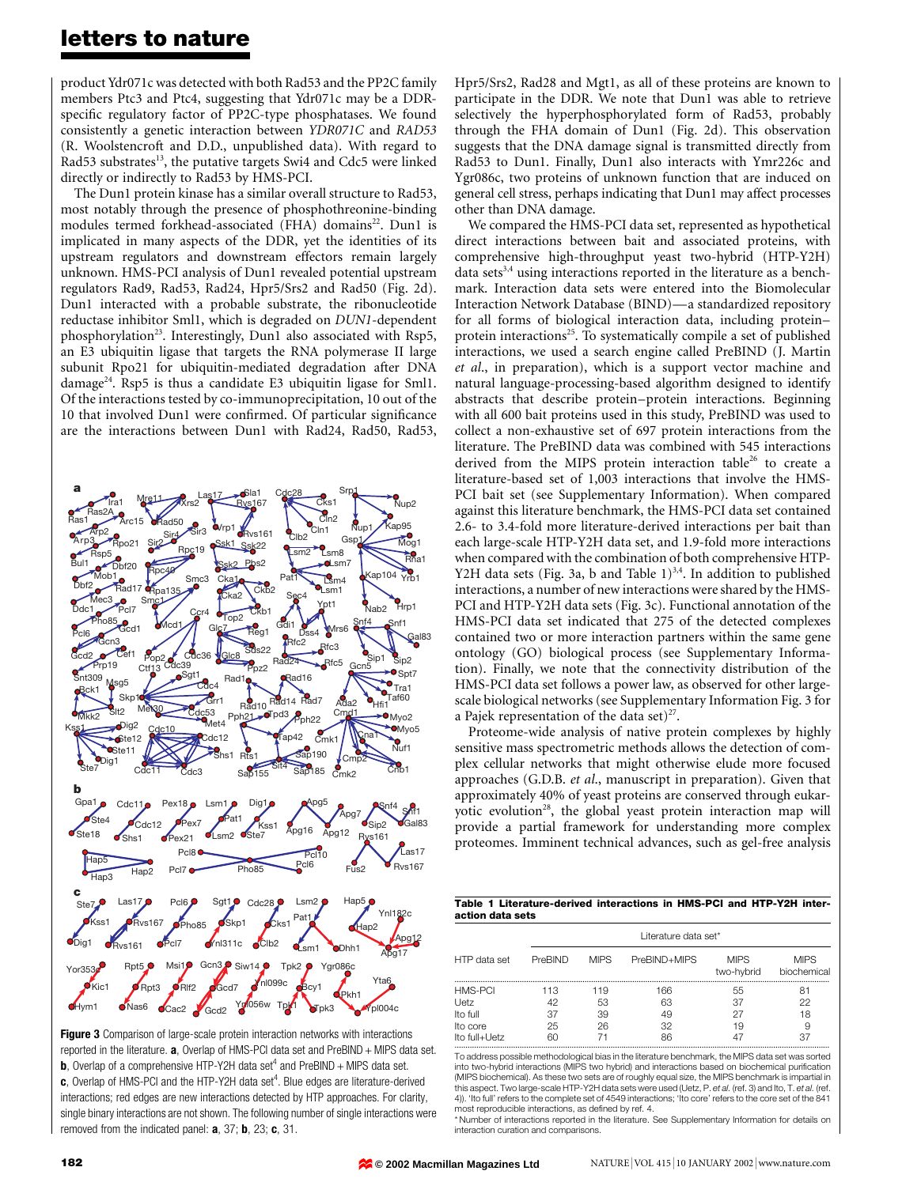product Ydr071c was detected with both Rad53 and the PP2C family members Ptc3 and Ptc4, suggesting that Ydr071c may be a DDR-specific regulatory factor of PP2C-type phosphatases. We found consistently a genetic interaction between *YDR071C* and *RAD53* (R. Woolstencroft and D.D., unpublished data). With regard to Rad53 substrates[13], the putative targets Swi4 and Cdc5 were linked directly or indirectly to Rad53 by HMS-PCI.

The Dun1 protein kinase has a similar overall structure to Rad53, most notably through the presence of phosphothreonine-binding modules termed forkhead-associated (FHA) domains[22]. Dun1 is implicated in many aspects of the DDR, yet the identities of its upstream regulators and downstream effectors remain largely unknown. HMS-PCI analysis of Dun1 revealed potential upstream regulators Rad9, Rad53, Rad24, Hpr5/Srs2 and Rad50 (Fig. 2d). Dun1 interacted with a probable substrate, the ribonucleotide reductase inhibitor Sml1, which is degraded on *DUN1*-dependent phosphorylation[23]. Interestingly, Dun1 also associated with Rsp5, an E3 ubiquitin ligase that targets the RNA polymerase II large subunit Rpo21 for ubiquitin-mediated degradation after DNA damage[24]. Rsp5 is thus a candidate E3 ubiquitin ligase for Sml1. Of the interactions tested by co-immunoprecipitation, 10 out of the 10 that involved Dun1 were confirmed. Of particular significance are the interactions between Dun1 with Rad24, Rad50, Rad53, Hpr5/Srs2, Rad28 and Mgt1, as all of these proteins are known to participate in the DDR. We note that Dun1 was able to retrieve selectively the hyperphosphorylated form of Rad53, probably through the FHA domain of Dun1 (Fig. 2d). This observation suggests that the DNA damage signal is transmitted directly from Rad53 to Dun1. Finally, Dun1 also interacts with Ymr226c and Ygr086c, two proteins of unknown function that are induced on general cell stress, perhaps indicating that Dun1 may affect processes other than DNA damage.

We compared the HMS-PCI data set, represented as hypothetical direct interactions between bait and associated proteins, with comprehensive high-throughput yeast two-hybrid (HTP-Y2H) data sets[3,4] using interactions reported in the literature as a benchmark. Interaction data sets were entered into the Biomolecular Interaction Network Database (BIND)—a standardized repository for all forms of biological interaction data, including protein–protein interactions[25]. To systematically compile a set of published interactions, we used a search engine called PreBIND (J. Martin *et al.*, in preparation), which is a support vector machine and natural language-processing-based algorithm designed to identify abstracts that describe protein–protein interactions. Beginning with all 600 bait proteins used in this study, PreBIND was used to collect a non-exhaustive set of 697 protein interactions from the literature. The PreBIND data was combined with 545 interactions derived from the MIPS protein interaction table[26] to create a literature-based set of 1,003 interactions that involve the HMS-PCI bait set (see Supplementary Information). When compared against this literature benchmark, the HMS-PCI data set contained 2.6- to 3.4-fold more literature-derived interactions per bait than each large-scale HTP-Y2H data set, and 1.9-fold more interactions when compared with the combination of both comprehensive HTP-Y2H data sets (Fig. 3a, b and Table 1)[3,4]. In addition to published interactions, a number of new interactions were shared by the HMS-PCI and HTP-Y2H data sets (Fig. 3c). Functional annotation of the HMS-PCI data set indicated that 275 of the detected complexes contained two or more interaction partners within the same gene ontology (GO) biological process (see Supplementary Information). Finally, we note that the connectivity distribution of the HMS-PCI data set follows a power law, as observed for other large-scale biological networks (see Supplementary Information Fig. 3 for a Pajek representation of the data set)[27].

Proteome-wide analysis of native protein complexes by highly sensitive mass spectrometric methods allows the detection of complex cellular networks that might otherwise elude more focused approaches (G.D.B. *et al.*, manuscript in preparation). Given that approximately 40% of yeast proteins are conserved through eukaryotic evolution[28], the global yeast protein interaction map will provide a partial framework for understanding more complex proteomes. Imminent technical advances, such as gel-free analysis

**Figure 3** Comparison of large-scale protein interaction networks with interactions reported in the literature. **a**, Overlap of HMS-PCI data set and PreBIND + MIPS data set. **b**, Overlap of a comprehensive HTP-Y2H data set[4] and PreBIND + MIPS data set. **c**, Overlap of HMS-PCI and the HTP-Y2H data set[4]. Blue edges are literature-derived interactions; red edges are new interactions detected by HTP approaches. For clarity, single binary interactions are not shown. The following number of single interactions were removed from the indicated panel: **a**, 37; **b**, 23; **c**, 31.

**Table 1 Literature-derived interactions in HMS-PCI and HTP-Y2H interaction data sets**

| HTP data set | Literature data set* | | | | |
|---|---|---|---|---|---|
| | PreBIND | MIPS | PreBIND+MIPS | MIPS two-hybrid | MIPS biochemical |
| HMS-PCI | 113 | 119 | 166 | 55 | 81 |
| Uetz | 42 | 53 | 63 | 37 | 22 |
| Ito full | 37 | 39 | 49 | 27 | 18 |
| Ito core | 25 | 26 | 32 | 19 | 9 |
| Ito full+Uetz | 60 | 71 | 86 | 47 | 37 |

To address possible methodological bias in the literature benchmark, the MIPS data set was sorted into two-hybrid interactions (MIPS two hybrid) and interactions based on biochemical purification (MIPS biochemical). As these two sets are of roughly equal size, the MIPS benchmark is impartial in this aspect. Two large-scale HTP-Y2H data sets were used (Uetz, P. *et al.* (ref. 3) and Ito, T. *et al.* (ref. 4)). 'Ito full' refers to the complete set of 4549 interactions; 'Ito core' refers to the core set of the 841 most reproducible interactions, as defined by ref. 4.
\* Number of interactions reported in the literature. See Supplementary Information for details on interaction curation and comparisons.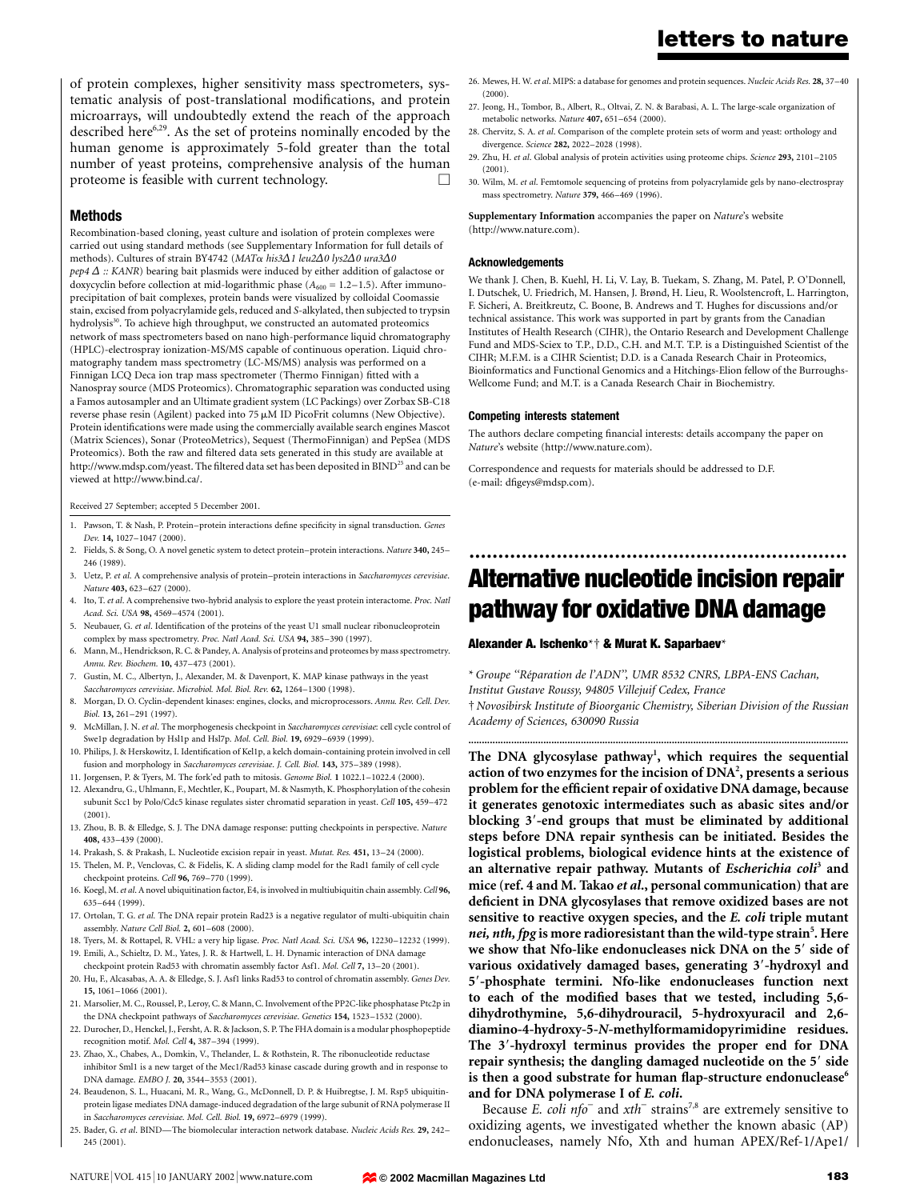of protein complexes, higher sensitivity mass spectrometers, systematic analysis of post-translational modifications, and protein microarrays, will undoubtedly extend the reach of the approach described here[6,29]. As the set of proteins nominally encoded by the human genome is approximately 5-fold greater than the total number of yeast proteins, comprehensive analysis of the human proteome is feasible with current technology. □

## Methods

Recombination-based cloning, yeast culture and isolation of protein complexes were carried out using standard methods (see Supplementary Information for full details of methods). Cultures of strain BY4742 (*MATα his3Δ1 leu2Δ0 lys2Δ0 ura3Δ0 pep4Δ :: KANR*) bearing bait plasmids were induced by either addition of galactose or doxycyclin before collection at mid-logarithmic phase ($A_{600} = 1.2$–$1.5$). After immunoprecipitation of bait complexes, protein bands were visualized by colloidal Coomassie stain, excised from polyacrylamide gels, reduced and *S*-alkylated, then subjected to trypsin hydrolysis[30]. To achieve high throughput, we constructed an automated proteomics network of mass spectrometers based on nano high-performance liquid chromatography (HPLC)-electrospray ionization-MS/MS capable of continuous operation. Liquid chromatography tandem mass spectrometry (LC-MS/MS) analysis was performed on a Finnigan LCQ Deca ion trap mass spectrometer (Thermo Finnigan) fitted with a Nanospray source (MDS Proteomics). Chromatographic separation was conducted using a Famos autosampler and an Ultimate gradient system (LC Packings) over Zorbax SB-C18 reverse phase resin (Agilent) packed into 75 μM ID PicoFrit columns (New Objective). Protein identifications were made using the commercially available search engines Mascot (Matrix Sciences), Sonar (ProteoMetrics), Sequest (ThermoFinnigan) and PepSea (MDS Proteomics). Both the raw and filtered data sets generated in this study are available at http://www.mdsp.com/yeast. The filtered data set has been deposited in BIND[25] and can be viewed at http://www.bind.ca/.

Received 27 September; accepted 5 December 2001.

1. Pawson, T. & Nash, P. Protein–protein interactions define specificity in signal transduction. *Genes Dev.* **14,** 1027–1047 (2000).
2. Fields, S. & Song, O. A novel genetic system to detect protein–protein interactions. *Nature* **340,** 245–246 (1989).
3. Uetz, P. *et al*. A comprehensive analysis of protein–protein interactions in *Saccharomyces cerevisiae*. *Nature* **403,** 623–627 (2000).
4. Ito, T. *et al*. A comprehensive two-hybrid analysis to explore the yeast protein interactome. *Proc. Natl Acad. Sci. USA* **98,** 4569–4574 (2001).
5. Neubauer, G. *et al*. Identification of the proteins of the yeast U1 small nuclear ribonucleoprotein complex by mass spectrometry. *Proc. Natl Acad. Sci. USA* **94,** 385–390 (1997).
6. Mann, M., Hendrickson, R. C. & Pandey, A. Analysis of proteins and proteomes by mass spectrometry. *Annu. Rev. Biochem.* **10,** 437–473 (2001).
7. Gustin, M. C., Albertyn, J., Alexander, M. & Davenport, K. MAP kinase pathways in the yeast *Saccharomyces cerevisiae*. *Microbiol. Mol. Biol. Rev.* **62,** 1264–1300 (1998).
8. Morgan, D. O. Cyclin-dependent kinases: engines, clocks, and microprocessors. *Annu. Rev. Cell. Dev. Biol.* **13,** 261–291 (1997).
9. McMillan, J. N. *et al*. The morphogenesis checkpoint in *Saccharomyces cerevisiae*: cell cycle control of Swe1p degradation by Hsl1p and Hsl7p. *Mol. Cell. Biol.* **19,** 6929–6939 (1999).
10. Philips, J. & Herskowitz, I. Identification of Kel1p, a kelch domain-containing protein involved in cell fusion and morphology in *Saccharomyces cerevisiae*. *J. Cell. Biol.* **143,** 375–389 (1998).
11. Jorgensen, P. & Tyers, M. The fork'ed path to mitosis. *Genome Biol.* **1** 1022.1–1022.4 (2000).
12. Alexandru, G., Uhlmann, F., Mechtler, K., Poupart, M. & Nasmyth, K. Phosphorylation of the cohesin subunit Scc1 by Polo/Cdc5 kinase regulates sister chromatid separation in yeast. *Cell* **105,** 459–472 (2001).
13. Zhou, B. B. & Elledge, S. J. The DNA damage response: putting checkpoints in perspective. *Nature* **408,** 433–439 (2000).
14. Prakash, S. & Prakash, L. Nucleotide excision repair in yeast. *Mutat. Res.* **451,** 13–24 (2000).
15. Thelen, M. P., Venclovas, C. & Fidelis, K. A sliding clamp model for the Rad1 family of cell cycle checkpoint proteins. *Cell* **96,** 769–770 (1999).
16. Koegl, M. *et al*. A novel ubiquitination factor, E4, is involved in multiubiquitin chain assembly. *Cell* **96,** 635–644 (1999).
17. Ortolan, T. G. *et al*. The DNA repair protein Rad23 is a negative regulator of multi-ubiquitin chain assembly. *Nature Cell Biol.* **2,** 601–608 (2000).
18. Tyers, M. & Rottapel, R. VHL: a very hip ligase. *Proc. Natl Acad. Sci. USA* **96,** 12230–12232 (1999).
19. Emili, A., Schieltz, D. M., Yates, J. R. & Hartwell, L. H. Dynamic interaction of DNA damage checkpoint protein Rad53 with chromatin assembly factor Asf1. *Mol. Cell* **7,** 13–20 (2001).
20. Hu, F., Alcasabas, A. A. & Elledge, S. J. Asf1 links Rad53 to control of chromatin assembly. *Genes Dev.* **15,** 1061–1066 (2001).
21. Marsolier, M. C., Roussel, P., Leroy, C. & Mann, C. Involvement of the PP2C-like phosphatase Ptc2p in the DNA checkpoint pathways of *Saccharomyces cerevisiae*. *Genetics* **154,** 1523–1532 (2000).
22. Durocher, D., Henckel, J., Fersht, A. R. & Jackson, S. P. The FHA domain is a modular phosphopeptide recognition motif. *Mol. Cell* **4,** 387–394 (1999).
23. Zhao, X., Chabes, A., Domkin, V., Thelander, L. & Rothstein, R. The ribonucleotide reductase inhibitor Sml1 is a new target of the Mec1/Rad53 kinase cascade during growth and in response to DNA damage. *EMBO J.* **20,** 3544–3553 (2001).
24. Beaudenon, S. L., Huacani, M. R., Wang, G., McDonnell, D. P. & Huibregtse, J. M. Rsp5 ubiquitin-protein ligase mediates DNA damage-induced degradation of the large subunit of RNA polymerase II in *Saccharomyces cerevisiae*. *Mol. Cell. Biol.* **19,** 6972–6979 (1999).
25. Bader, G. *et al*. BIND—The biomolecular interaction network database. *Nucleic Acids Res.* **29,** 242–245 (2001).
26. Mewes, H. W. *et al*. MIPS: a database for genomes and protein sequences. *Nucleic Acids Res.* **28,** 37–40 (2000).
27. Jeong, H., Tombor, B., Albert, R., Oltvai, Z. N. & Barabasi, A. L. The large-scale organization of metabolic networks. *Nature* **407,** 651–654 (2000).
28. Chervitz, S. A. *et al*. Comparison of the complete protein sets of worm and yeast: orthology and divergence. *Science* **282,** 2022–2028 (1998).
29. Zhu, H. *et al*. Global analysis of protein activities using proteome chips. *Science* **293,** 2101–2105 (2001).
30. Wilm, M. *et al*. Femtomole sequencing of proteins from polyacrylamide gels by nano-electrospray mass spectrometry. *Nature* **379,** 466–469 (1996).

**Supplementary Information** accompanies the paper on *Nature*'s website (http://www.nature.com).

### Acknowledgements

We thank J. Chen, B. Kuehl, H. Li, V. Lay, B. Tuekam, S. Zhang, M. Patel, P. O'Donnell, I. Dutschek, U. Friedrich, M. Hansen, J. Brønd, H. Lieu, R. Woolstencroft, L. Harrington, F. Sicheri, A. Breitkreutz, C. Boone, B. Andrews and T. Hughes for discussions and/or technical assistance. This work was supported in part by grants from the Canadian Institutes of Health Research (CIHR), the Ontario Research and Development Challenge Fund and MDS-Sciex to T.P., D.D., C.H. and M.T. T.P. is a Distinguished Scientist of the CIHR; M.F.M. is a CIHR Scientist; D.D. is a Canada Research Chair in Proteomics, Bioinformatics and Functional Genomics and a Hitchings-Elion fellow of the Burroughs-Wellcome Fund; and M.T. is a Canada Research Chair in Biochemistry.

### Competing interests statement

The authors declare competing financial interests: details accompany the paper on *Nature*'s website (http://www.nature.com).

Correspondence and requests for materials should be addressed to D.F. (e-mail: dfigeys@mdsp.com).

# Alternative nucleotide incision repair pathway for oxidative DNA damage

**Alexander A. Ischenko*† & Murat K. Saparbaev***

\* *Groupe "Réparation de l'ADN", UMR 8532 CNRS, LBPA-ENS Cachan, Institut Gustave Roussy, 94805 Villejuif Cedex, France*

† *Novosibirsk Institute of Bioorganic Chemistry, Siberian Division of the Russian Academy of Sciences, 630090 Russia*

**The DNA glycosylase pathway[1], which requires the sequential action of two enzymes for the incision of DNA[2], presents a serious problem for the efficient repair of oxidative DNA damage, because it generates genotoxic intermediates such as abasic sites and/or blocking 3′-end groups that must be eliminated by additional steps before DNA repair synthesis can be initiated. Besides the logistical problems, biological evidence hints at the existence of an alternative repair pathway. Mutants of *Escherichia coli*[3] and mice (ref. 4 and M. Takao *et al*., personal communication) that are deficient in DNA glycosylases that remove oxidized bases are not sensitive to reactive oxygen species, and the *E. coli* triple mutant *nei, nth, fpg* is more radioresistant than the wild-type strain[5]. Here we show that Nfo-like endonucleases nick DNA on the 5′ side of various oxidatively damaged bases, generating 3′-hydroxyl and 5′-phosphate termini. Nfo-like endonucleases function next to each of the modified bases that we tested, including 5,6-dihydrothymine, 5,6-dihydrouracil, 5-hydroxyuracil and 2,6-diamino-4-hydroxy-5-*N*-methylformamidopyrimidine residues. The 3′-hydroxyl terminus provides the proper end for DNA repair synthesis; the dangling damaged nucleotide on the 5′ side is then a good substrate for human flap-structure endonuclease[6] and for DNA polymerase I of *E. coli*.**

Because *E. coli* $nfo^-$ and $xth^-$ strains[7,8] are extremely sensitive to oxidizing agents, we investigated whether the known abasic (AP) endonucleases, namely Nfo, Xth and human APEX/Ref-1/Ape1/